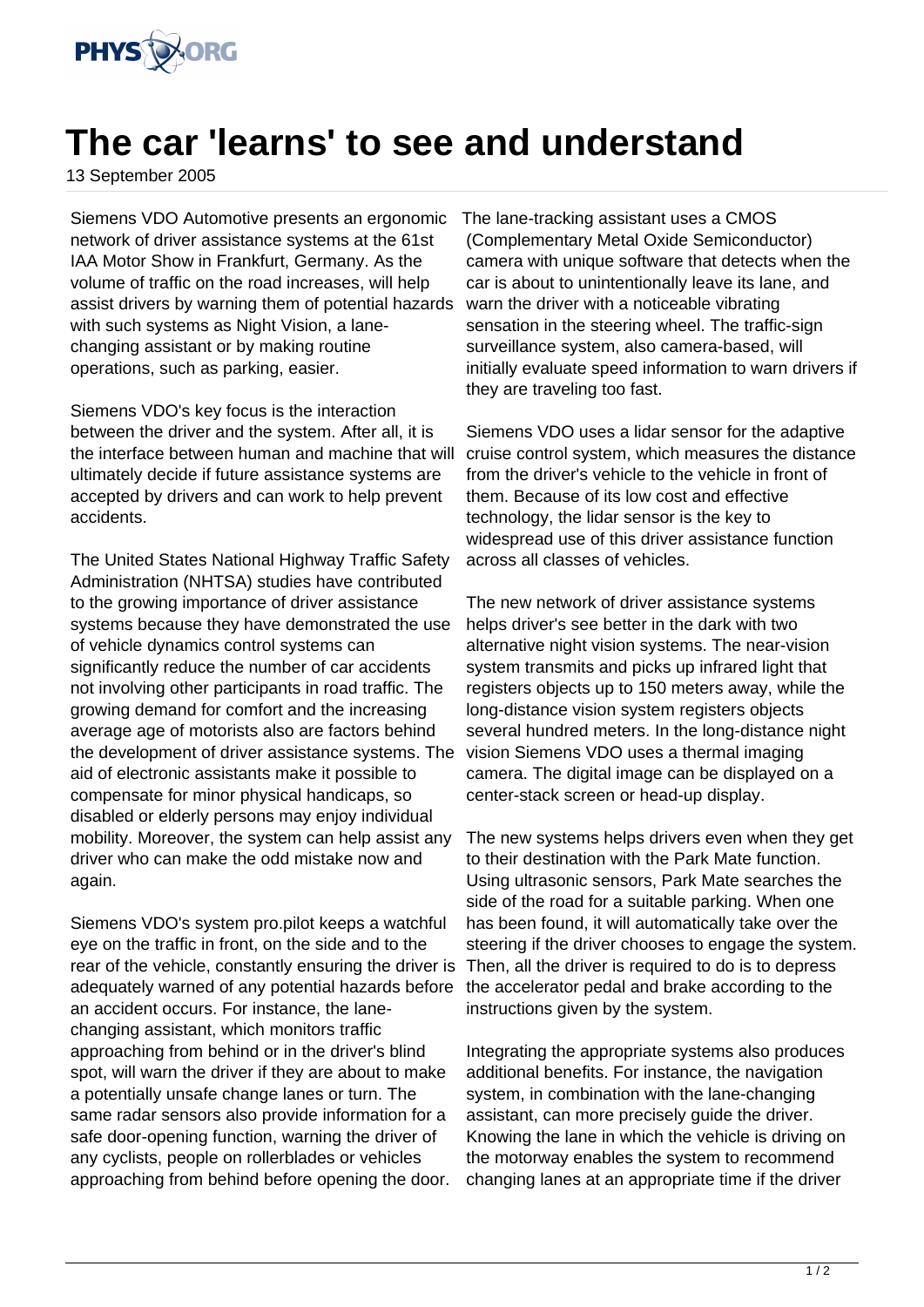# The car 'learns' to see and understand

13 September 2005

Siemens VDO Automotive presents an ergonomic network of driver assistance systems at the 61st IAA Motor Show in Frankfurt, Germany. As the volume of traffic on the road increases, will help assist drivers by warning them of potential hazards with such systems as Night Vision, a lane-changing assistant or by making routine operations, such as parking, easier.

Siemens VDO's key focus is the interaction between the driver and the system. After all, it is the interface between human and machine that will ultimately decide if future assistance systems are accepted by drivers and can work to help prevent accidents.

The United States National Highway Traffic Safety Administration (NHTSA) studies have contributed to the growing importance of driver assistance systems because they have demonstrated the use of vehicle dynamics control systems can significantly reduce the number of car accidents not involving other participants in road traffic. The growing demand for comfort and the increasing average age of motorists also are factors behind the development of driver assistance systems. The aid of electronic assistants make it possible to compensate for minor physical handicaps, so disabled or elderly persons may enjoy individual mobility. Moreover, the system can help assist any driver who can make the odd mistake now and again.

Siemens VDO's system pro.pilot keeps a watchful eye on the traffic in front, on the side and to the rear of the vehicle, constantly ensuring the driver is adequately warned of any potential hazards before an accident occurs. For instance, the lane-changing assistant, which monitors traffic approaching from behind or in the driver's blind spot, will warn the driver if they are about to make a potentially unsafe change lanes or turn. The same radar sensors also provide information for a safe door-opening function, warning the driver of any cyclists, people on rollerblades or vehicles approaching from behind before opening the door.

The lane-tracking assistant uses a CMOS (Complementary Metal Oxide Semiconductor) camera with unique software that detects when the car is about to unintentionally leave its lane, and warn the driver with a noticeable vibrating sensation in the steering wheel. The traffic-sign surveillance system, also camera-based, will initially evaluate speed information to warn drivers if they are traveling too fast.

Siemens VDO uses a lidar sensor for the adaptive cruise control system, which measures the distance from the driver's vehicle to the vehicle in front of them. Because of its low cost and effective technology, the lidar sensor is the key to widespread use of this driver assistance function across all classes of vehicles.

The new network of driver assistance systems helps driver's see better in the dark with two alternative night vision systems. The near-vision system transmits and picks up infrared light that registers objects up to 150 meters away, while the long-distance vision system registers objects several hundred meters. In the long-distance night vision Siemens VDO uses a thermal imaging camera. The digital image can be displayed on a center-stack screen or head-up display.

The new systems helps drivers even when they get to their destination with the Park Mate function. Using ultrasonic sensors, Park Mate searches the side of the road for a suitable parking. When one has been found, it will automatically take over the steering if the driver chooses to engage the system. Then, all the driver is required to do is to depress the accelerator pedal and brake according to the instructions given by the system.

Integrating the appropriate systems also produces additional benefits. For instance, the navigation system, in combination with the lane-changing assistant, can more precisely guide the driver. Knowing the lane in which the vehicle is driving on the motorway enables the system to recommend changing lanes at an appropriate time if the driver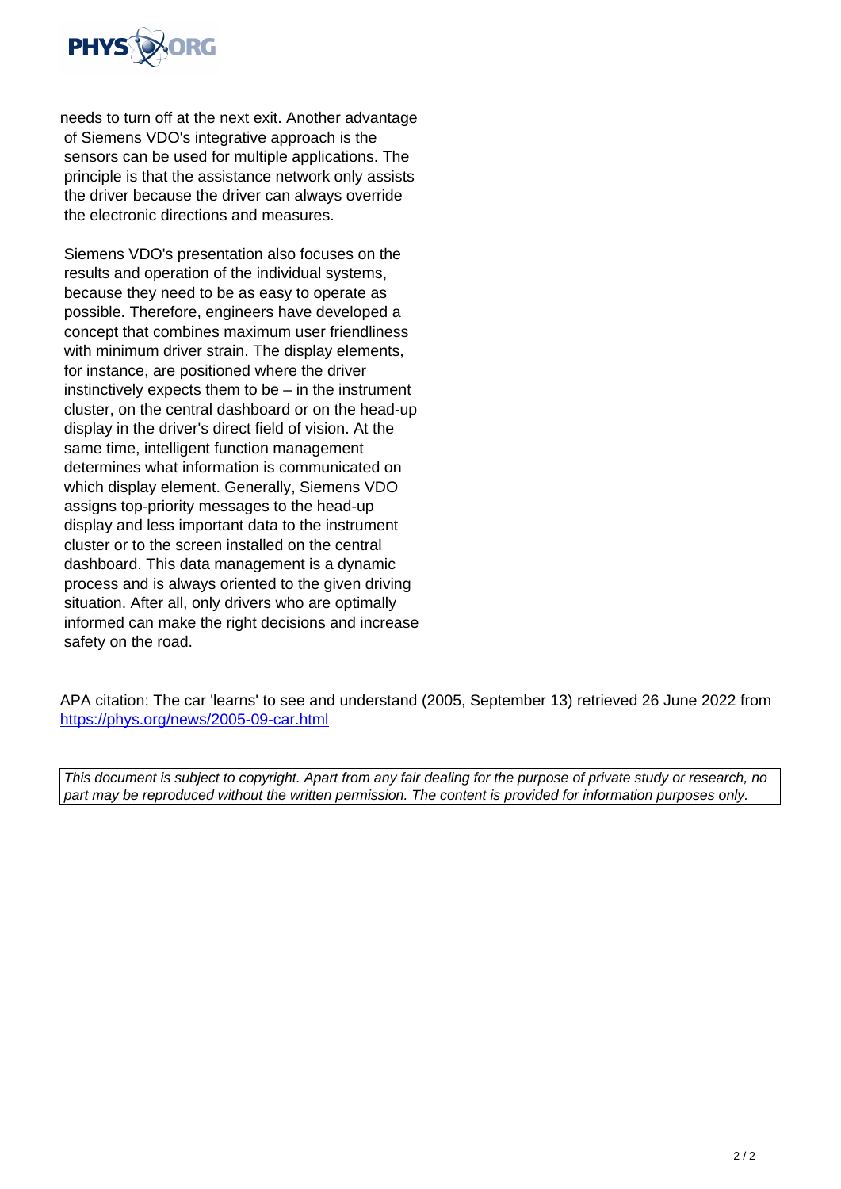needs to turn off at the next exit. Another advantage of Siemens VDO's integrative approach is the sensors can be used for multiple applications. The principle is that the assistance network only assists the driver because the driver can always override the electronic directions and measures.

Siemens VDO's presentation also focuses on the results and operation of the individual systems, because they need to be as easy to operate as possible. Therefore, engineers have developed a concept that combines maximum user friendliness with minimum driver strain. The display elements, for instance, are positioned where the driver instinctively expects them to be – in the instrument cluster, on the central dashboard or on the head-up display in the driver's direct field of vision. At the same time, intelligent function management determines what information is communicated on which display element. Generally, Siemens VDO assigns top-priority messages to the head-up display and less important data to the instrument cluster or to the screen installed on the central dashboard. This data management is a dynamic process and is always oriented to the given driving situation. After all, only drivers who are optimally informed can make the right decisions and increase safety on the road.

APA citation: The car 'learns' to see and understand (2005, September 13) retrieved 26 June 2022 from https://phys.org/news/2005-09-car.html

*This document is subject to copyright. Apart from any fair dealing for the purpose of private study or research, no part may be reproduced without the written permission. The content is provided for information purposes only.*